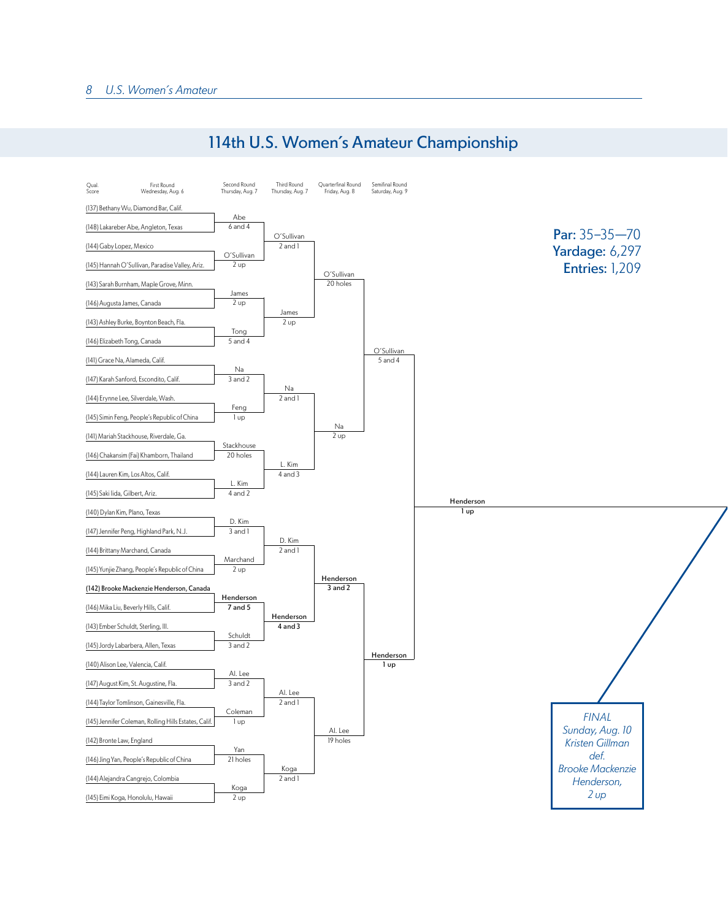# 114th U.S. Women's Amateur Championship

**Par:** 35–35—70
**Yardage:** 6,297
**Entries:** 1,209

| Qual. Score | First Round Wednesday, Aug. 6 | Second Round Thursday, Aug. 7 | Third Round Thursday, Aug. 7 | Quarterfinal Round Friday, Aug. 8 | Semifinal Round Saturday, Aug. 9 |
|---|---|---|---|---|---|
| 137 | Bethany Wu, Diamond Bar, Calif. | Abe, 6 and 4 | O'Sullivan, 2 and 1 | O'Sullivan, 20 holes | O'Sullivan, 5 and 4 |
| 148 | Lakareber Abe, Angleton, Texas | | | | |
| 144 | Gaby Lopez, Mexico | O'Sullivan, 2 up | | | |
| 145 | Hannah O'Sullivan, Paradise Valley, Ariz. | | | | |
| 143 | Sarah Burnham, Maple Grove, Minn. | James, 2 up | James, 2 up | | |
| 146 | Augusta James, Canada | | | | |
| 143 | Ashley Burke, Boynton Beach, Fla. | Tong, 5 and 4 | | | |
| 146 | Elizabeth Tong, Canada | | | | |
| 141 | Grace Na, Alameda, Calif. | Na, 3 and 2 | Na, 2 and 1 | Na, 2 up | |
| 147 | Karah Sanford, Escondito, Calif. | | | | |
| 144 | Erynne Lee, Silverdale, Wash. | Feng, 1 up | | | |
| 145 | Simin Feng, People's Republic of China | | | | |
| 141 | Mariah Stackhouse, Riverdale, Ga. | Stackhouse, 20 holes | L. Kim, 4 and 3 | | |
| 146 | Chakansim (Fai) Khamborn, Thailand | | | | |
| 144 | Lauren Kim, Los Altos, Calif. | L. Kim, 4 and 2 | | | |
| 145 | Saki Iida, Gilbert, Ariz. | | | | |
| 140 | Dylan Kim, Plano, Texas | D. Kim, 3 and 1 | D. Kim, 2 and 1 | **Henderson, 3 and 2** | **Henderson, 1 up** |
| 147 | Jennifer Peng, Highland Park, N.J. | | | | |
| 144 | Brittany Marchand, Canada | Marchand, 2 up | | | |
| 145 | Yunjie Zhang, People's Republic of China | | | | |
| 142 | **Brooke Mackenzie Henderson, Canada** | **Henderson, 7 and 5** | **Henderson, 4 and 3** | | |
| 146 | Mika Liu, Beverly Hills, Calif. | | | | |
| 143 | Ember Schuldt, Sterling, Ill. | Schuldt, 3 and 2 | | | |
| 145 | Jordy Labarbera, Allen, Texas | | | | |
| 140 | Alison Lee, Valencia, Calif. | Al. Lee, 3 and 2 | Al. Lee, 2 and 1 | Al. Lee, 19 holes | |
| 147 | August Kim, St. Augustine, Fla. | | | | |
| 144 | Taylor Tomlinson, Gainesville, Fla. | Coleman, 1 up | | | |
| 145 | Jennifer Coleman, Rolling Hills Estates, Calif. | | | | |
| 142 | Bronte Law, England | Yan, 21 holes | Koga, 2 and 1 | | |
| 146 | Jing Yan, People's Republic of China | | | | |
| 144 | Alejandra Cangrejo, Colombia | Koga, 2 up | | | |
| 145 | Eimi Koga, Honolulu, Hawaii | | | | |

Semifinal: **Henderson, 1 up**

*FINAL*
*Sunday, Aug. 10*
*Kristen Gillman def. Brooke Mackenzie Henderson, 2 up*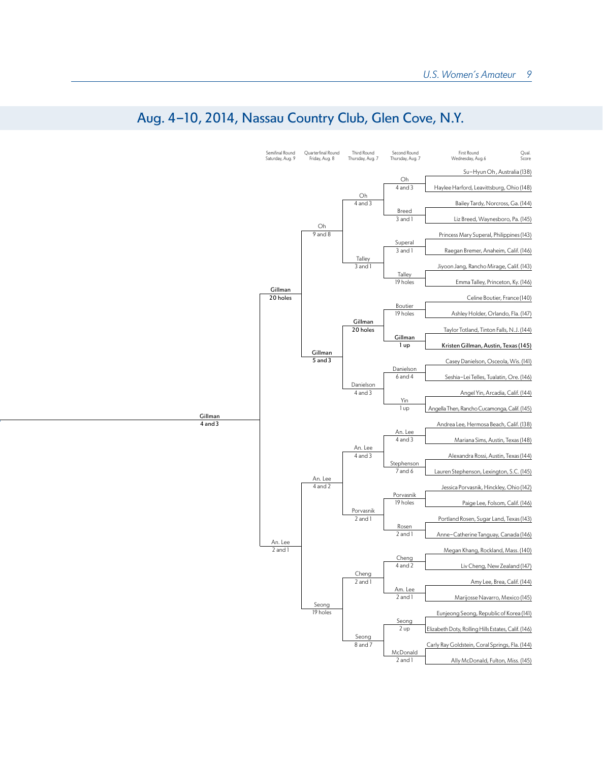## Aug. 4–10, 2014, Nassau Country Club, Glen Cove, N.Y.

| Semifinal Round Saturday, Aug. 9 | Quarterfinal Round Friday, Aug. 8 | Third Round Thursday, Aug. 7 | Second Round Thursday, Aug. 7 | First Round Wednesday, Aug. 6 (Qual. Score) |
|---|---|---|---|---|
| | | | | Su-Hyun Oh, Australia (138) |
| | | | Oh 4 and 3 | Haylee Harford, Leavittsburg, Ohio (148) |
| | | Oh 4 and 3 | | Bailey Tardy, Norcross, Ga. (144) |
| | | | Breed 3 and 1 | Liz Breed, Waynesboro, Pa. (145) |
| | Oh 9 and 8 | | | Princess Mary Superal, Philippines (143) |
| | | | Superal 3 and 1 | Raegan Bremer, Anaheim, Calif. (146) |
| | | Talley 3 and 1 | | Jiyoon Jang, Rancho Mirage, Calif. (143) |
| | | | Talley 19 holes | Emma Talley, Princeton, Ky. (146) |
| **Gillman 20 holes** | | | | Celine Boutier, France (140) |
| | | | Boutier 19 holes | Ashley Holder, Orlando, Fla. (147) |
| | | **Gillman 20 holes** | | Taylor Totland, Tinton Falls, N.J. (144) |
| | | | **Gillman 1 up** | **Kristen Gillman, Austin, Texas (145)** |
| | **Gillman 5 and 3** | | | Casey Danielson, Osceola, Wis. (141) |
| | | | Danielson 6 and 4 | Seshia-Lei Telles, Tualatin, Ore. (146) |
| | | Danielson 4 and 3 | | Angel Yin, Arcadia, Calif. (144) |
| | | | Yin 1 up | Angella Then, Rancho Cucamonga, Calif. (145) |
| | | | | Andrea Lee, Hermosa Beach, Calif. (138) |
| | | | An. Lee 4 and 3 | Mariana Sims, Austin, Texas (148) |
| | | An. Lee 4 and 3 | | Alexandra Rossi, Austin, Texas (144) |
| | | | Stephenson 7 and 6 | Lauren Stephenson, Lexington, S.C. (145) |
| | An. Lee 4 and 2 | | | Jessica Porvasnik, Hinckley, Ohio (142) |
| | | | Porvasnik 19 holes | Paige Lee, Folsom, Calif. (146) |
| | | Porvasnik 2 and 1 | | Portland Rosen, Sugar Land, Texas (143) |
| | | | Rosen 2 and 1 | Anne-Catherine Tanguay, Canada (146) |
| An. Lee 2 and 1 | | | | Megan Khang, Rockland, Mass. (140) |
| | | | Cheng 4 and 2 | Liv Cheng, New Zealand (147) |
| | | Cheng 2 and 1 | | Amy Lee, Brea, Calif. (144) |
| | | | Am. Lee 2 and 1 | Marijosse Navarro, Mexico (145) |
| | Seong 19 holes | | | Eunjeong Seong, Republic of Korea (141) |
| | | | Seong 2 up | Elizabeth Doty, Rolling Hills Estates, Calif. (146) |
| | | Seong 8 and 7 | | Carly Ray Goldstein, Coral Springs, Fla. (144) |
| | | | McDonald 2 and 1 | Ally McDonald, Fulton, Miss. (145) |

**Final: Gillman 4 and 3**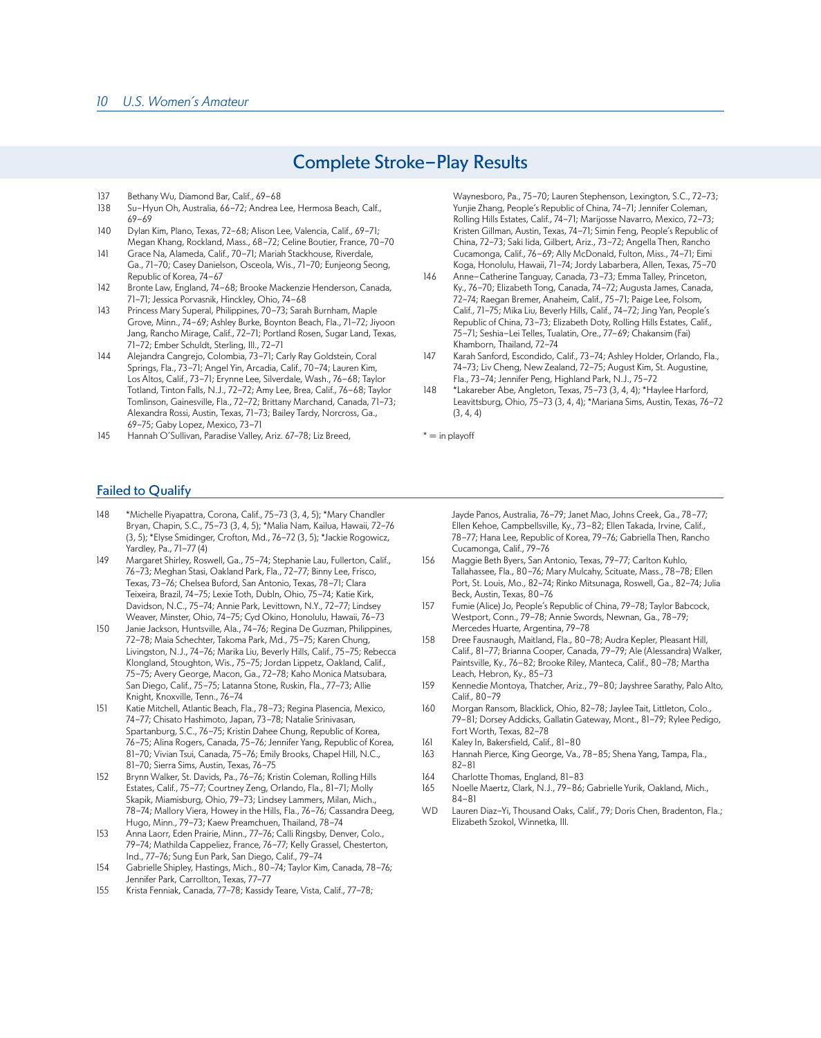## Complete Stroke–Play Results

137 Bethany Wu, Diamond Bar, Calif., 69–68

138 Su–Hyun Oh, Australia, 66–72; Andrea Lee, Hermosa Beach, Calif., 69–69

140 Dylan Kim, Plano, Texas, 72–68; Alison Lee, Valencia, Calif., 69–71; Megan Khang, Rockland, Mass., 68–72; Celine Boutier, France, 70–70

141 Grace Na, Alameda, Calif., 70–71; Mariah Stackhouse, Riverdale, Ga., 71–70; Casey Danielson, Osceola, Wis., 71–70; Eunjeong Seong, Republic of Korea, 74–67

142 Bronte Law, England, 74–68; Brooke Mackenzie Henderson, Canada, 71–71; Jessica Porvasnik, Hinckley, Ohio, 74–68

143 Princess Mary Superal, Philippines, 70–73; Sarah Burnham, Maple Grove, Minn., 74–69; Ashley Burke, Boynton Beach, Fla., 71–72; Jiyoon Jang, Rancho Mirage, Calif., 72–71; Portland Rosen, Sugar Land, Texas, 71–72; Ember Schuldt, Sterling, Ill., 72–71

144 Alejandra Cangrejo, Colombia, 73–71; Carly Ray Goldstein, Coral Springs, Fla., 73–71; Angel Yin, Arcadia, Calif., 70–74; Lauren Kim, Los Altos, Calif., 73–71; Erynne Lee, Silverdale, Wash., 76–68; Taylor Totland, Tinton Falls, N.J., 72–72; Amy Lee, Brea, Calif., 76–68; Taylor Tomlinson, Gainesville, Fla., 72–72; Brittany Marchand, Canada, 71–73; Alexandra Rossi, Austin, Texas, 71–73; Bailey Tardy, Norcross, Ga., 69–75; Gaby Lopez, Mexico, 73–71

145 Hannah O'Sullivan, Paradise Valley, Ariz. 67–78; Liz Breed, Waynesboro, Pa., 75–70; Lauren Stephenson, Lexington, S.C., 72–73; Yunjie Zhang, People's Republic of China, 74–71; Jennifer Coleman, Rolling Hills Estates, Calif., 74–71; Marijosse Navarro, Mexico, 72–73; Kristen Gillman, Austin, Texas, 74–71; Simin Feng, People's Republic of China, 72–73; Saki Iida, Gilbert, Ariz., 73–72; Angella Then, Rancho Cucamonga, Calif., 76–69; Ally McDonald, Fulton, Miss., 74–71; Eimi Koga, Honolulu, Hawaii, 71–74; Jordy Labarbera, Allen, Texas, 75–70

146 Anne–Catherine Tanguay, Canada, 73–73; Emma Talley, Princeton, Ky., 76–70; Elizabeth Tong, Canada, 74–72; Augusta James, Canada, 72–74; Raegan Bremer, Anaheim, Calif., 75–71; Paige Lee, Folsom, Calif., 71–75; Mika Liu, Beverly Hills, Calif., 74–72; Jing Yan, People's Republic of China, 73–73; Elizabeth Doty, Rolling Hills Estates, Calif., 75–71; Seshia–Lei Telles, Tualatin, Ore., 77–69; Chakansim (Fai) Khamborn, Thailand, 72–74

147 Karah Sanford, Escondido, Calif., 73–74; Ashley Holder, Orlando, Fla., 74–73; Liv Cheng, New Zealand, 72–75; August Kim, St. Augustine, Fla., 73–74; Jennifer Peng, Highland Park, N.J., 75–72

148 *Lakareber Abe, Angleton, Texas, 75–73 (3, 4, 4); *Haylee Harford, Leavittsburg, Ohio, 75–73 (3, 4, 4); *Mariana Sims, Austin, Texas, 76–72 (3, 4, 4)

* = in playoff

### Failed to Qualify

148 *Michelle Piyapattra, Corona, Calif., 75–73 (3, 4, 5); *Mary Chandler Bryan, Chapin, S.C., 75–73 (3, 4, 5); *Malia Nam, Kailua, Hawaii, 72–76 (3, 5); *Elyse Smidinger, Crofton, Md., 76–72 (3, 5); *Jackie Rogowicz, Yardley, Pa., 71–77 (4)

149 Margaret Shirley, Roswell, Ga., 75–74; Stephanie Lau, Fullerton, Calif., 76–73; Meghan Stasi, Oakland Park, Fla., 72–77; Binny Lee, Frisco, Texas, 73–76; Chelsea Buford, San Antonio, Texas, 78–71; Clara Teixeira, Brazil, 74–75; Lexie Toth, Dubln, Ohio, 75–74; Katie Kirk, Davidson, N.C., 75–74; Annie Park, Levittown, N.Y., 72–77; Lindsey Weaver, Minster, Ohio, 74–75; Cyd Okino, Honolulu, Hawaii, 76–73

150 Janie Jackson, Huntsville, Ala., 74–76; Regina De Guzman, Philippines, 72–78; Maia Schechter, Takoma Park, Md., 75–75; Karen Chung, Livingston, N.J., 74–76; Marika Liu, Beverly Hills, Calif., 75–75; Rebecca Klongland, Stoughton, Wis., 75–75; Jordan Lippetz, Oakland, Calif., 75–75; Avery George, Macon, Ga., 72–78; Kaho Monica Matsubara, San Diego, Calif., 75–75; Latanna Stone, Ruskin, Fla., 77–73; Allie Knight, Knoxville, Tenn., 76–74

151 Katie Mitchell, Atlantic Beach, Fla., 78–73; Regina Plasencia, Mexico, 74–77; Chisato Hashimoto, Japan, 73–78; Natalie Srinivasan, Spartanburg, S.C., 76–75; Kristin Dahee Chung, Republic of Korea, 76–75; Alina Rogers, Canada, 75–76; Jennifer Yang, Republic of Korea, 81–70; Vivian Tsui, Canada, 75–76; Emily Brooks, Chapel Hill, N.C., 81–70; Sierra Sims, Austin, Texas, 76–75

152 Brynn Walker, St. Davids, Pa., 76–76; Kristin Coleman, Rolling Hills Estates, Calif., 75–77; Courtney Zeng, Orlando, Fla., 81–71; Molly Skapik, Miamisburg, Ohio, 79–73; Lindsey Lammers, Milan, Mich., 78–74; Mallory Viera, Howey in the Hills, Fla., 76–76; Cassandra Deeg, Hugo, Minn., 79–73; Kaew Preamchuen, Thailand, 78–74

153 Anna Laorr, Eden Prairie, Minn., 77–76; Calli Ringsby, Denver, Colo., 79–74; Mathilda Cappeliez, France, 76–77; Kelly Grassel, Chesterton, Ind., 77–76; Sung Eun Park, San Diego, Calif., 79–74

154 Gabrielle Shipley, Hastings, Mich., 80–74; Taylor Kim, Canada, 78–76; Jennifer Park, Carrollton, Texas, 77–77

155 Krista Fenniak, Canada, 77–78; Kassidy Teare, Vista, Calif., 77–78; Jayde Panos, Australia, 76–79; Janet Mao, Johns Creek, Ga., 78–77; Ellen Kehoe, Campbellsville, Ky., 73–82; Ellen Takada, Irvine, Calif., 78–77; Hana Lee, Republic of Korea, 79–76; Gabriella Then, Rancho Cucamonga, Calif., 79–76

156 Maggie Beth Byers, San Antonio, Texas, 79–77; Carlton Kuhlo, Tallahassee, Fla., 80–76; Mary Mulcahy, Scituate, Mass., 78–78; Ellen Port, St. Louis, Mo., 82–74; Rinko Mitsunaga, Roswell, Ga., 82–74; Julia Beck, Austin, Texas, 80–76

157 Fumie (Alice) Jo, People's Republic of China, 79–78; Taylor Babcock, Westport, Conn., 79–78; Annie Swords, Newnan, Ga., 78–79; Mercedes Huarte, Argentina, 79–78

158 Dree Fausnaugh, Maitland, Fla., 80–78; Audra Kepler, Pleasant Hill, Calif., 81–77; Brianna Cooper, Canada, 79–79; Ale (Alessandra) Walker, Paintsville, Ky., 76–82; Brooke Riley, Manteca, Calif., 80–78; Martha Leach, Hebron, Ky., 85–73

159 Kennedie Montoya, Thatcher, Ariz., 79–80; Jayshree Sarathy, Palo Alto, Calif., 80–79

160 Morgan Ransom, Blacklick, Ohio, 82–78; Jaylee Tait, Littleton, Colo., 79–81; Dorsey Addicks, Gallatin Gateway, Mont., 81–79; Rylee Pedigo, Fort Worth, Texas, 82–78

161 Kaley In, Bakersfield, Calif., 81–80

163 Hannah Pierce, King George, Va., 78–85; Shena Yang, Tampa, Fla., 82–81

164 Charlotte Thomas, England, 81–83

165 Noelle Maertz, Clark, N.J., 79–86; Gabrielle Yurik, Oakland, Mich., 84–81

WD Lauren Diaz–Yi, Thousand Oaks, Calif., 79; Doris Chen, Bradenton, Fla.; Elizabeth Szokol, Winnetka, Ill.